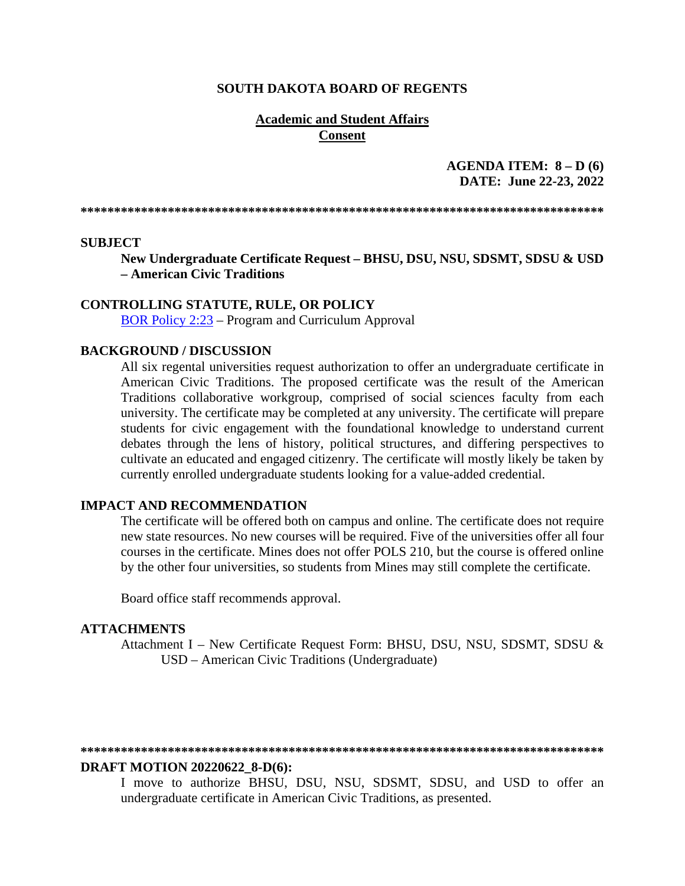**SOUTH DAKOTA BOARD OF REGENTS**

**Academic and Student Affairs**
**Consent**

**AGENDA ITEM: 8 – D (6)**
**DATE: June 22-23, 2022**

******************************************************************************

**SUBJECT**

**New Undergraduate Certificate Request – BHSU, DSU, NSU, SDSMT, SDSU & USD – American Civic Traditions**

**CONTROLLING STATUTE, RULE, OR POLICY**

BOR Policy 2:23 – Program and Curriculum Approval

**BACKGROUND / DISCUSSION**

All six regental universities request authorization to offer an undergraduate certificate in American Civic Traditions. The proposed certificate was the result of the American Traditions collaborative workgroup, comprised of social sciences faculty from each university. The certificate may be completed at any university. The certificate will prepare students for civic engagement with the foundational knowledge to understand current debates through the lens of history, political structures, and differing perspectives to cultivate an educated and engaged citizenry. The certificate will mostly likely be taken by currently enrolled undergraduate students looking for a value-added credential.

**IMPACT AND RECOMMENDATION**

The certificate will be offered both on campus and online. The certificate does not require new state resources. No new courses will be required. Five of the universities offer all four courses in the certificate. Mines does not offer POLS 210, but the course is offered online by the other four universities, so students from Mines may still complete the certificate.

Board office staff recommends approval.

**ATTACHMENTS**

Attachment I – New Certificate Request Form: BHSU, DSU, NSU, SDSMT, SDSU & USD – American Civic Traditions (Undergraduate)

******************************************************************************

**DRAFT MOTION 20220622_8-D(6):**

I move to authorize BHSU, DSU, NSU, SDSMT, SDSU, and USD to offer an undergraduate certificate in American Civic Traditions, as presented.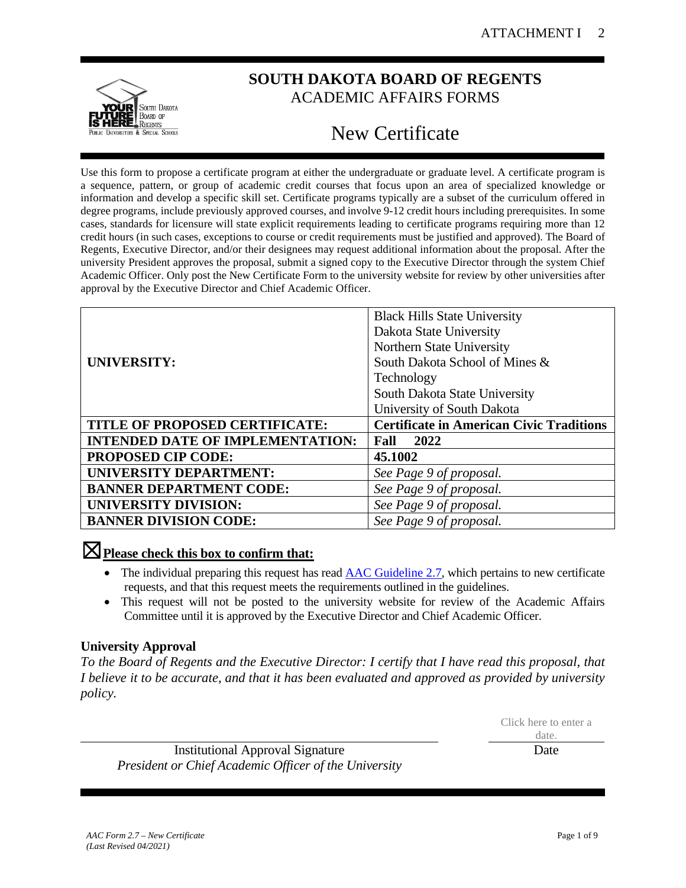# SOUTH DAKOTA BOARD OF REGENTS

ACADEMIC AFFAIRS FORMS

## New Certificate

Use this form to propose a certificate program at either the undergraduate or graduate level. A certificate program is a sequence, pattern, or group of academic credit courses that focus upon an area of specialized knowledge or information and develop a specific skill set. Certificate programs typically are a subset of the curriculum offered in degree programs, include previously approved courses, and involve 9-12 credit hours including prerequisites. In some cases, standards for licensure will state explicit requirements leading to certificate programs requiring more than 12 credit hours (in such cases, exceptions to course or credit requirements must be justified and approved). The Board of Regents, Executive Director, and/or their designees may request additional information about the proposal. After the university President approves the proposal, submit a signed copy to the Executive Director through the system Chief Academic Officer. Only post the New Certificate Form to the university website for review by other universities after approval by the Executive Director and Chief Academic Officer.

| | |
|---|---|
| **UNIVERSITY:** | Black Hills State University<br>Dakota State University<br>Northern State University<br>South Dakota School of Mines & Technology<br>South Dakota State University<br>University of South Dakota |
| **TITLE OF PROPOSED CERTIFICATE:** | **Certificate in American Civic Traditions** |
| **INTENDED DATE OF IMPLEMENTATION:** | **Fall 2022** |
| **PROPOSED CIP CODE:** | **45.1002** |
| **UNIVERSITY DEPARTMENT:** | *See Page 9 of proposal.* |
| **BANNER DEPARTMENT CODE:** | *See Page 9 of proposal.* |
| **UNIVERSITY DIVISION:** | *See Page 9 of proposal.* |
| **BANNER DIVISION CODE:** | *See Page 9 of proposal.* |

☒ **Please check this box to confirm that:**

- The individual preparing this request has read AAC Guideline 2.7, which pertains to new certificate requests, and that this request meets the requirements outlined in the guidelines.
- This request will not be posted to the university website for review of the Academic Affairs Committee until it is approved by the Executive Director and Chief Academic Officer.

### University Approval

*To the Board of Regents and the Executive Director: I certify that I have read this proposal, that I believe it to be accurate, and that it has been evaluated and approved as provided by university policy.*

Click here to enter a date.

Institutional Approval Signature
*President or Chief Academic Officer of the University*

Date

*AAC Form 2.7 – New Certificate*
*(Last Revised 04/2021)*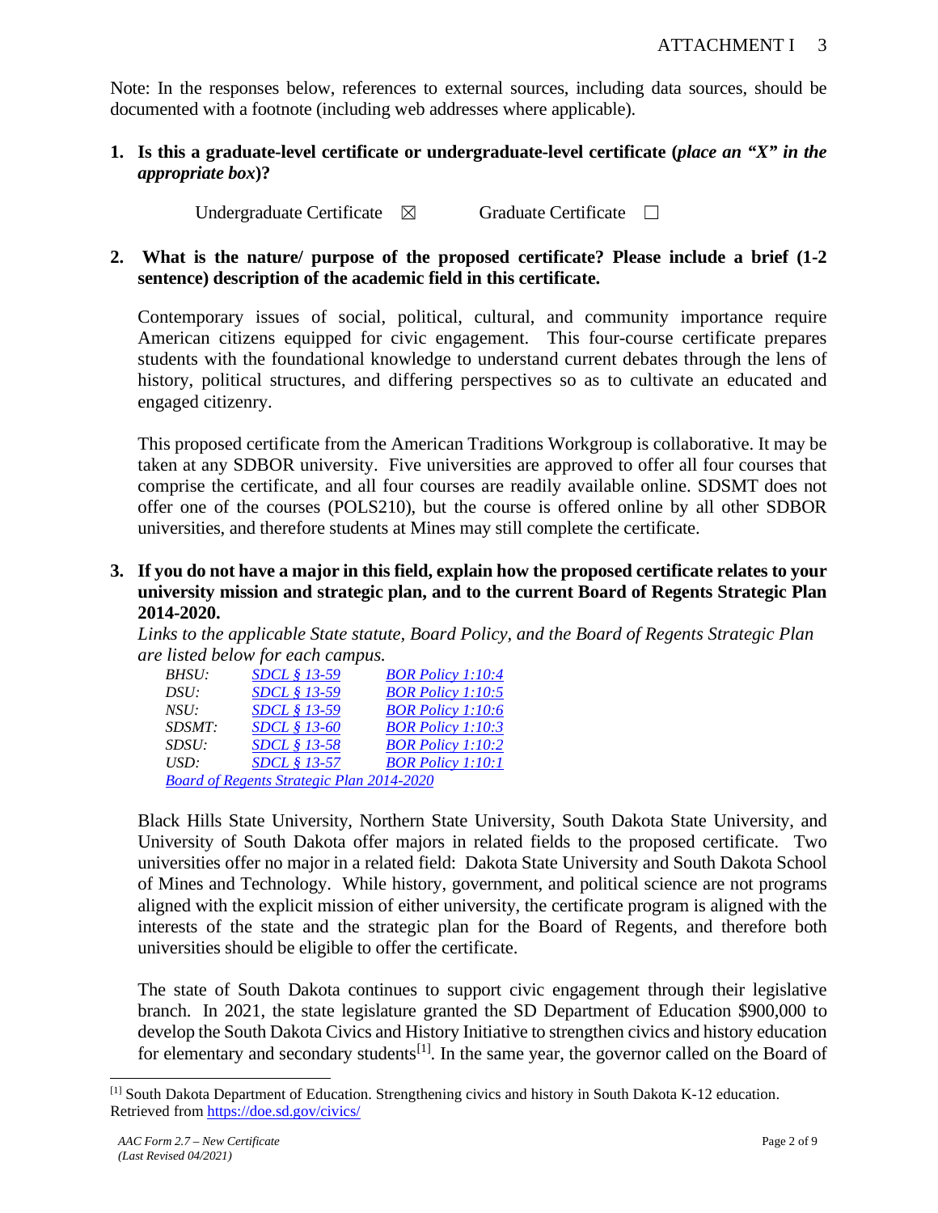Note: In the responses below, references to external sources, including data sources, should be documented with a footnote (including web addresses where applicable).

**1. Is this a graduate-level certificate or undergraduate-level certificate (*place an "X" in the appropriate box*)?**

Undergraduate Certificate ☒ Graduate Certificate ☐

**2. What is the nature/ purpose of the proposed certificate? Please include a brief (1-2 sentence) description of the academic field in this certificate.**

Contemporary issues of social, political, cultural, and community importance require American citizens equipped for civic engagement. This four-course certificate prepares students with the foundational knowledge to understand current debates through the lens of history, political structures, and differing perspectives so as to cultivate an educated and engaged citizenry.

This proposed certificate from the American Traditions Workgroup is collaborative. It may be taken at any SDBOR university. Five universities are approved to offer all four courses that comprise the certificate, and all four courses are readily available online. SDSMT does not offer one of the courses (POLS210), but the course is offered online by all other SDBOR universities, and therefore students at Mines may still complete the certificate.

**3. If you do not have a major in this field, explain how the proposed certificate relates to your university mission and strategic plan, and to the current Board of Regents Strategic Plan 2014-2020.**

*Links to the applicable State statute, Board Policy, and the Board of Regents Strategic Plan are listed below for each campus.*

| | | |
|---|---|---|
| *BHSU:* | *SDCL § 13-59* | *BOR Policy 1:10:4* |
| *DSU:* | *SDCL § 13-59* | *BOR Policy 1:10:5* |
| *NSU:* | *SDCL § 13-59* | *BOR Policy 1:10:6* |
| *SDSMT:* | *SDCL § 13-60* | *BOR Policy 1:10:3* |
| *SDSU:* | *SDCL § 13-58* | *BOR Policy 1:10:2* |
| *USD:* | *SDCL § 13-57* | *BOR Policy 1:10:1* |

*Board of Regents Strategic Plan 2014-2020*

Black Hills State University, Northern State University, South Dakota State University, and University of South Dakota offer majors in related fields to the proposed certificate. Two universities offer no major in a related field: Dakota State University and South Dakota School of Mines and Technology. While history, government, and political science are not programs aligned with the explicit mission of either university, the certificate program is aligned with the interests of the state and the strategic plan for the Board of Regents, and therefore both universities should be eligible to offer the certificate.

The state of South Dakota continues to support civic engagement through their legislative branch. In 2021, the state legislature granted the SD Department of Education $900,000 to develop the South Dakota Civics and History Initiative to strengthen civics and history education for elementary and secondary students[1]. In the same year, the governor called on the Board of

[1] South Dakota Department of Education. Strengthening civics and history in South Dakota K-12 education. Retrieved from https://doe.sd.gov/civics/

*AAC Form 2.7 – New Certificate*
*(Last Revised 04/2021)*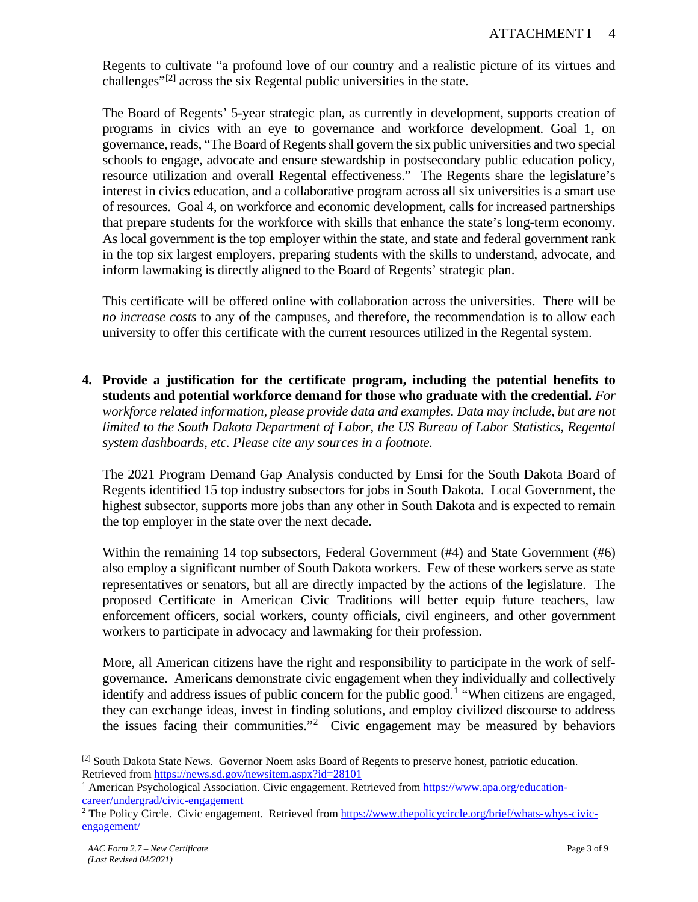Regents to cultivate "a profound love of our country and a realistic picture of its virtues and challenges"[2] across the six Regental public universities in the state.

The Board of Regents' 5-year strategic plan, as currently in development, supports creation of programs in civics with an eye to governance and workforce development. Goal 1, on governance, reads, "The Board of Regents shall govern the six public universities and two special schools to engage, advocate and ensure stewardship in postsecondary public education policy, resource utilization and overall Regental effectiveness." The Regents share the legislature's interest in civics education, and a collaborative program across all six universities is a smart use of resources. Goal 4, on workforce and economic development, calls for increased partnerships that prepare students for the workforce with skills that enhance the state's long-term economy. As local government is the top employer within the state, and state and federal government rank in the top six largest employers, preparing students with the skills to understand, advocate, and inform lawmaking is directly aligned to the Board of Regents' strategic plan.

This certificate will be offered online with collaboration across the universities. There will be *no increase costs* to any of the campuses, and therefore, the recommendation is to allow each university to offer this certificate with the current resources utilized in the Regental system.

4. **Provide a justification for the certificate program, including the potential benefits to students and potential workforce demand for those who graduate with the credential.** *For workforce related information, please provide data and examples. Data may include, but are not limited to the South Dakota Department of Labor, the US Bureau of Labor Statistics, Regental system dashboards, etc. Please cite any sources in a footnote.*

The 2021 Program Demand Gap Analysis conducted by Emsi for the South Dakota Board of Regents identified 15 top industry subsectors for jobs in South Dakota. Local Government, the highest subsector, supports more jobs than any other in South Dakota and is expected to remain the top employer in the state over the next decade.

Within the remaining 14 top subsectors, Federal Government (#4) and State Government (#6) also employ a significant number of South Dakota workers. Few of these workers serve as state representatives or senators, but all are directly impacted by the actions of the legislature. The proposed Certificate in American Civic Traditions will better equip future teachers, law enforcement officers, social workers, county officials, civil engineers, and other government workers to participate in advocacy and lawmaking for their profession.

More, all American citizens have the right and responsibility to participate in the work of self-governance. Americans demonstrate civic engagement when they individually and collectively identify and address issues of public concern for the public good.[1] "When citizens are engaged, they can exchange ideas, invest in finding solutions, and employ civilized discourse to address the issues facing their communities."[2] Civic engagement may be measured by behaviors

---

[2] South Dakota State News. Governor Noem asks Board of Regents to preserve honest, patriotic education. Retrieved from https://news.sd.gov/newsitem.aspx?id=28101

[1] American Psychological Association. Civic engagement. Retrieved from https://www.apa.org/education-career/undergrad/civic-engagement

[2] The Policy Circle. Civic engagement. Retrieved from https://www.thepolicycircle.org/brief/whats-whys-civic-engagement/

*AAC Form 2.7 – New Certificate*
*(Last Revised 04/2021)*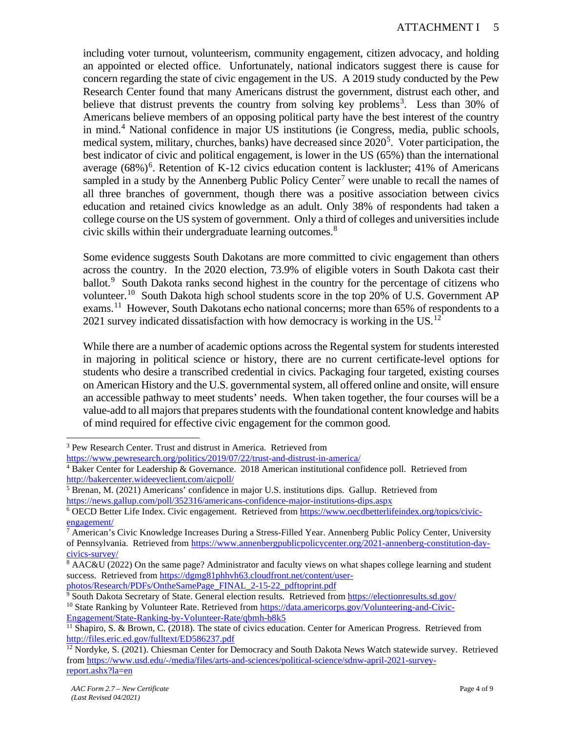including voter turnout, volunteerism, community engagement, citizen advocacy, and holding an appointed or elected office. Unfortunately, national indicators suggest there is cause for concern regarding the state of civic engagement in the US. A 2019 study conducted by the Pew Research Center found that many Americans distrust the government, distrust each other, and believe that distrust prevents the country from solving key problems[3]. Less than 30% of Americans believe members of an opposing political party have the best interest of the country in mind.[4] National confidence in major US institutions (ie Congress, media, public schools, medical system, military, churches, banks) have decreased since 2020[5]. Voter participation, the best indicator of civic and political engagement, is lower in the US (65%) than the international average (68%)[6]. Retention of K-12 civics education content is lackluster; 41% of Americans sampled in a study by the Annenberg Public Policy Center[7] were unable to recall the names of all three branches of government, though there was a positive association between civics education and retained civics knowledge as an adult. Only 38% of respondents had taken a college course on the US system of government. Only a third of colleges and universities include civic skills within their undergraduate learning outcomes.[8]

Some evidence suggests South Dakotans are more committed to civic engagement than others across the country. In the 2020 election, 73.9% of eligible voters in South Dakota cast their ballot.[9] South Dakota ranks second highest in the country for the percentage of citizens who volunteer.[10] South Dakota high school students score in the top 20% of U.S. Government AP exams.[11] However, South Dakotans echo national concerns; more than 65% of respondents to a 2021 survey indicated dissatisfaction with how democracy is working in the US.[12]

While there are a number of academic options across the Regental system for students interested in majoring in political science or history, there are no current certificate-level options for students who desire a transcribed credential in civics. Packaging four targeted, existing courses on American History and the U.S. governmental system, all offered online and onsite, will ensure an accessible pathway to meet students' needs. When taken together, the four courses will be a value-add to all majors that prepares students with the foundational content knowledge and habits of mind required for effective civic engagement for the common good.

---

[3] Pew Research Center. Trust and distrust in America. Retrieved from https://www.pewresearch.org/politics/2019/07/22/trust-and-distrust-in-america/

[4] Baker Center for Leadership & Governance. 2018 American institutional confidence poll. Retrieved from http://bakercenter.wideeyeclient.com/aicpoll/

[5] Brenan, M. (2021) Americans' confidence in major U.S. institutions dips. Gallup. Retrieved from https://news.gallup.com/poll/352316/americans-confidence-major-institutions-dips.aspx

[6] OECD Better Life Index. Civic engagement. Retrieved from https://www.oecdbetterlifeindex.org/topics/civic-engagement/

[7] American's Civic Knowledge Increases During a Stress-Filled Year. Annenberg Public Policy Center, University of Pennsylvania. Retrieved from https://www.annenbergpublicpolicycenter.org/2021-annenberg-constitution-day-civics-survey/

[8] AAC&U (2022) On the same page? Administrator and faculty views on what shapes college learning and student success. Retrieved from https://dgmg81phhvh63.cloudfront.net/content/user-photos/Research/PDFs/OntheSamePage_FINAL_2-15-22_pdftoprint.pdf

[9] South Dakota Secretary of State. General election results. Retrieved from https://electionresults.sd.gov/

[10] State Ranking by Volunteer Rate. Retrieved from https://data.americorps.gov/Volunteering-and-Civic-Engagement/State-Ranking-by-Volunteer-Rate/qbmh-b8k5

[11] Shapiro, S. & Brown, C. (2018). The state of civics education. Center for American Progress. Retrieved from http://files.eric.ed.gov/fulltext/ED586237.pdf

[12] Nordyke, S. (2021). Chiesman Center for Democracy and South Dakota News Watch statewide survey. Retrieved from https://www.usd.edu/-/media/files/arts-and-sciences/political-science/sdnw-april-2021-survey-report.ashx?la=en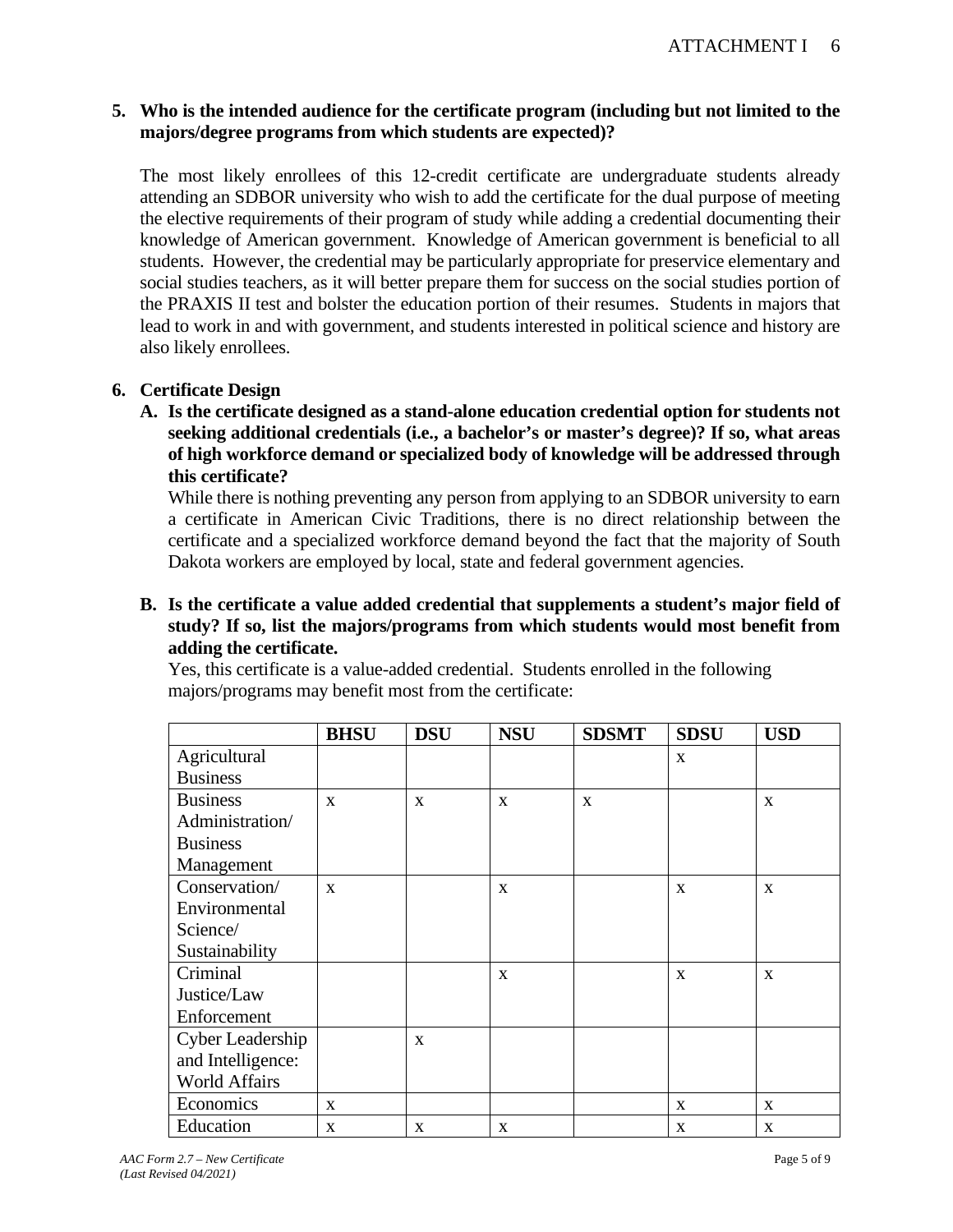**5. Who is the intended audience for the certificate program (including but not limited to the majors/degree programs from which students are expected)?**

The most likely enrollees of this 12-credit certificate are undergraduate students already attending an SDBOR university who wish to add the certificate for the dual purpose of meeting the elective requirements of their program of study while adding a credential documenting their knowledge of American government. Knowledge of American government is beneficial to all students. However, the credential may be particularly appropriate for preservice elementary and social studies teachers, as it will better prepare them for success on the social studies portion of the PRAXIS II test and bolster the education portion of their resumes. Students in majors that lead to work in and with government, and students interested in political science and history are also likely enrollees.

**6. Certificate Design**

**A. Is the certificate designed as a stand-alone education credential option for students not seeking additional credentials (i.e., a bachelor's or master's degree)? If so, what areas of high workforce demand or specialized body of knowledge will be addressed through this certificate?**

While there is nothing preventing any person from applying to an SDBOR university to earn a certificate in American Civic Traditions, there is no direct relationship between the certificate and a specialized workforce demand beyond the fact that the majority of South Dakota workers are employed by local, state and federal government agencies.

**B. Is the certificate a value added credential that supplements a student's major field of study? If so, list the majors/programs from which students would most benefit from adding the certificate.**

Yes, this certificate is a value-added credential. Students enrolled in the following majors/programs may benefit most from the certificate:

| | **BHSU** | **DSU** | **NSU** | **SDSMT** | **SDSU** | **USD** |
|---|---|---|---|---|---|---|
| Agricultural Business | | | | | x | |
| Business Administration/ Business Management | x | x | x | x | | x |
| Conservation/ Environmental Science/ Sustainability | x | | x | | x | x |
| Criminal Justice/Law Enforcement | | | x | | x | x |
| Cyber Leadership and Intelligence: World Affairs | | x | | | | |
| Economics | x | | | | x | x |
| Education | x | x | x | | x | x |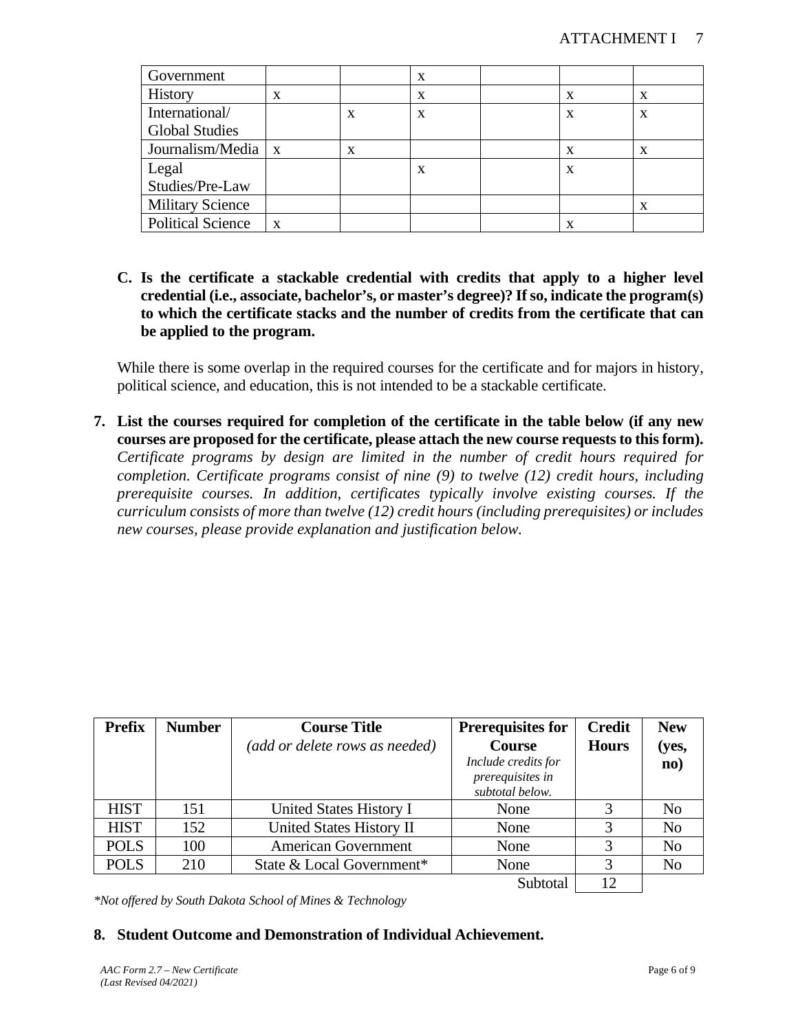| Government | | | x | | | |
|---|---|---|---|---|---|---|
| History | x | | x | | x | x |
| International/ Global Studies | | x | x | | x | x |
| Journalism/Media | x | x | | | x | x |
| Legal Studies/Pre-Law | | | x | | x | |
| Military Science | | | | | | x |
| Political Science | x | | | | x | |

**C. Is the certificate a stackable credential with credits that apply to a higher level credential (i.e., associate, bachelor's, or master's degree)? If so, indicate the program(s) to which the certificate stacks and the number of credits from the certificate that can be applied to the program.**

While there is some overlap in the required courses for the certificate and for majors in history, political science, and education, this is not intended to be a stackable certificate.

**7. List the courses required for completion of the certificate in the table below (if any new courses are proposed for the certificate, please attach the new course requests to this form).** *Certificate programs by design are limited in the number of credit hours required for completion. Certificate programs consist of nine (9) to twelve (12) credit hours, including prerequisite courses. In addition, certificates typically involve existing courses. If the curriculum consists of more than twelve (12) credit hours (including prerequisites) or includes new courses, please provide explanation and justification below.*

| Prefix | Number | Course Title *(add or delete rows as needed)* | Prerequisites for Course *Include credits for prerequisites in subtotal below.* | Credit Hours | New (yes, no) |
|---|---|---|---|---|---|
| HIST | 151 | United States History I | None | 3 | No |
| HIST | 152 | United States History II | None | 3 | No |
| POLS | 100 | American Government | None | 3 | No |
| POLS | 210 | State & Local Government* | None | 3 | No |
| | | | Subtotal | 12 | |

*\*Not offered by South Dakota School of Mines & Technology*

**8. Student Outcome and Demonstration of Individual Achievement.**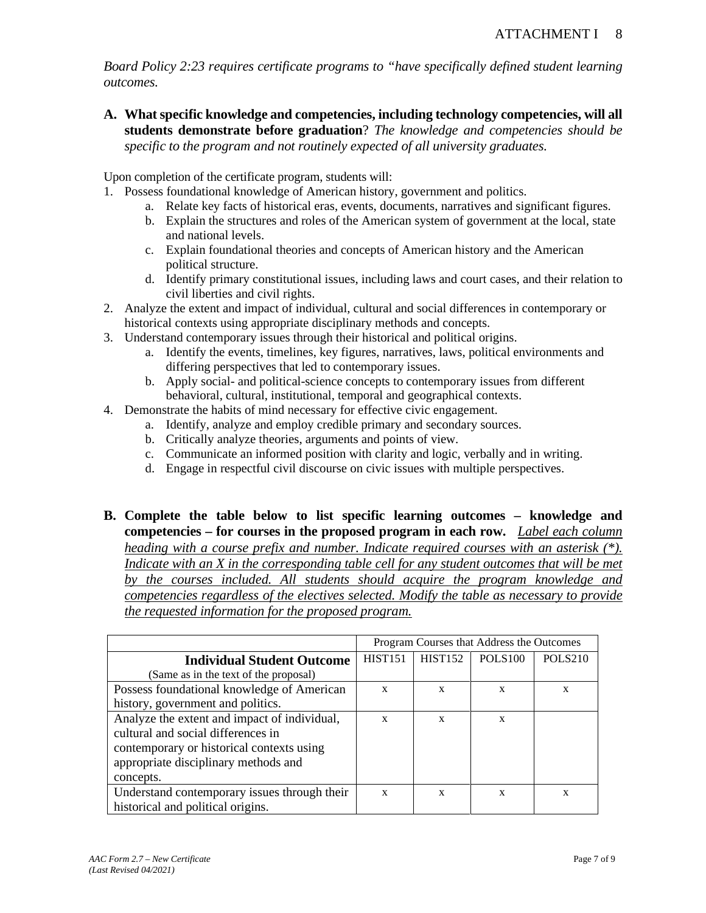*Board Policy 2:23 requires certificate programs to "have specifically defined student learning outcomes.*

**A. What specific knowledge and competencies, including technology competencies, will all students demonstrate before graduation**? *The knowledge and competencies should be specific to the program and not routinely expected of all university graduates.*

Upon completion of the certificate program, students will:

1. Possess foundational knowledge of American history, government and politics.
   a. Relate key facts of historical eras, events, documents, narratives and significant figures.
   b. Explain the structures and roles of the American system of government at the local, state and national levels.
   c. Explain foundational theories and concepts of American history and the American political structure.
   d. Identify primary constitutional issues, including laws and court cases, and their relation to civil liberties and civil rights.
2. Analyze the extent and impact of individual, cultural and social differences in contemporary or historical contexts using appropriate disciplinary methods and concepts.
3. Understand contemporary issues through their historical and political origins.
   a. Identify the events, timelines, key figures, narratives, laws, political environments and differing perspectives that led to contemporary issues.
   b. Apply social- and political-science concepts to contemporary issues from different behavioral, cultural, institutional, temporal and geographical contexts.
4. Demonstrate the habits of mind necessary for effective civic engagement.
   a. Identify, analyze and employ credible primary and secondary sources.
   b. Critically analyze theories, arguments and points of view.
   c. Communicate an informed position with clarity and logic, verbally and in writing.
   d. Engage in respectful civil discourse on civic issues with multiple perspectives.

**B. Complete the table below to list specific learning outcomes – knowledge and competencies – for courses in the proposed program in each row.** *Label each column heading with a course prefix and number. Indicate required courses with an asterisk (*). Indicate with an X in the corresponding table cell for any student outcomes that will be met by the courses included. All students should acquire the program knowledge and competencies regardless of the electives selected. Modify the table as necessary to provide the requested information for the proposed program.*

| | Program Courses that Address the Outcomes | | | |
|---|---|---|---|---|
| **Individual Student Outcome** (Same as in the text of the proposal) | HIST151 | HIST152 | POLS100 | POLS210 |
| Possess foundational knowledge of American history, government and politics. | x | x | x | x |
| Analyze the extent and impact of individual, cultural and social differences in contemporary or historical contexts using appropriate disciplinary methods and concepts. | x | x | x | |
| Understand contemporary issues through their historical and political origins. | x | x | x | x |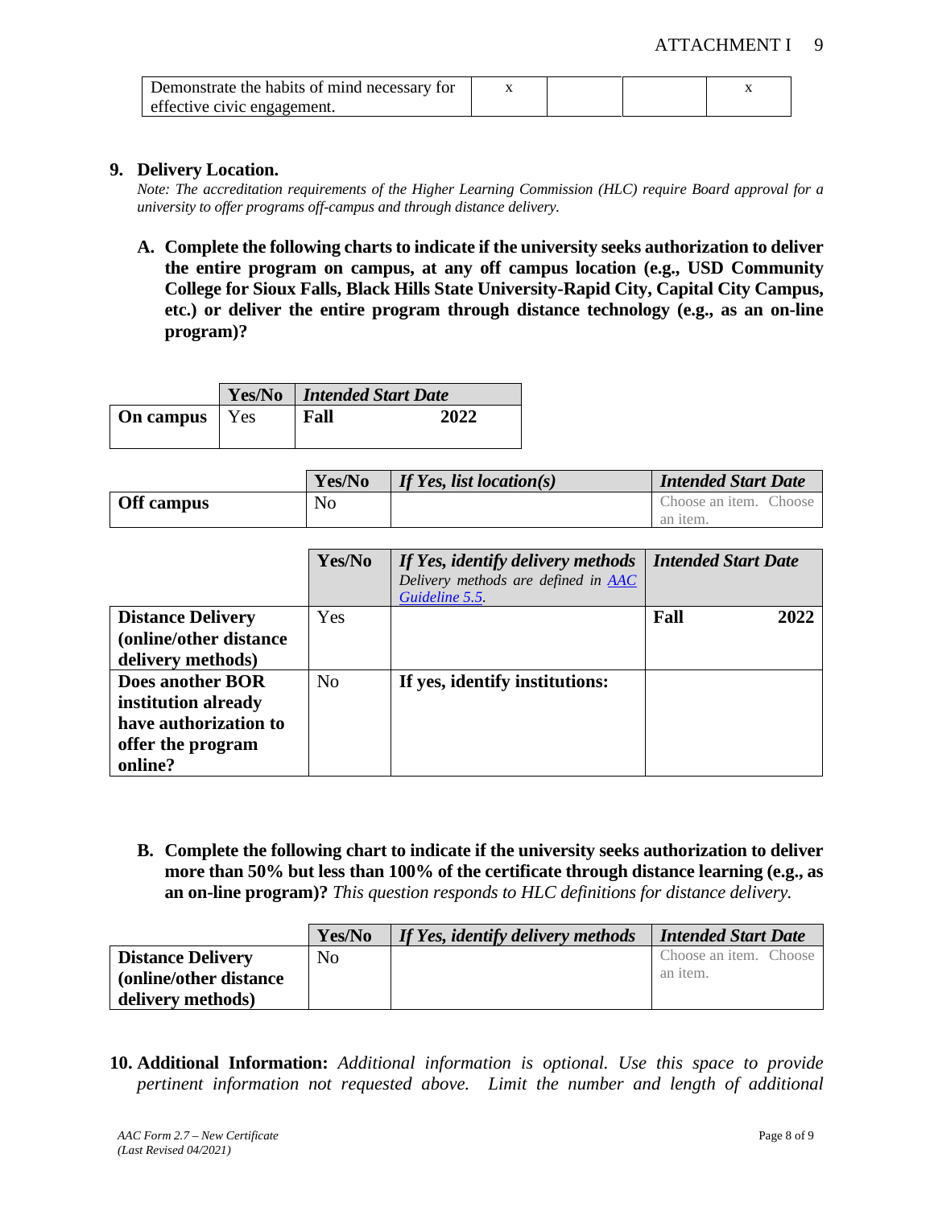| Demonstrate the habits of mind necessary for effective civic engagement. | x | | | x |
|---|---|---|---|---|

**9. Delivery Location.**

*Note: The accreditation requirements of the Higher Learning Commission (HLC) require Board approval for a university to offer programs off-campus and through distance delivery.*

**A. Complete the following charts to indicate if the university seeks authorization to deliver the entire program on campus, at any off campus location (e.g., USD Community College for Sioux Falls, Black Hills State University-Rapid City, Capital City Campus, etc.) or deliver the entire program through distance technology (e.g., as an on-line program)?**

| | Yes/No | *Intended Start Date* |
|---|---|---|
| **On campus** | Yes | **Fall 2022** |

| | Yes/No | *If Yes, list location(s)* | *Intended Start Date* |
|---|---|---|---|
| **Off campus** | No | | Choose an item. Choose an item. |

| | Yes/No | *If Yes, identify delivery methods* *Delivery methods are defined in AAC Guideline 5.5.* | *Intended Start Date* |
|---|---|---|---|
| **Distance Delivery (online/other distance delivery methods)** | Yes | | **Fall 2022** |
| **Does another BOR institution already have authorization to offer the program online?** | No | **If yes, identify institutions:** | |

**B. Complete the following chart to indicate if the university seeks authorization to deliver more than 50% but less than 100% of the certificate through distance learning (e.g., as an on-line program)?** *This question responds to HLC definitions for distance delivery.*

| | Yes/No | *If Yes, identify delivery methods* | *Intended Start Date* |
|---|---|---|---|
| **Distance Delivery (online/other distance delivery methods)** | No | | Choose an item. Choose an item. |

**10. Additional Information:** *Additional information is optional. Use this space to provide pertinent information not requested above. Limit the number and length of additional*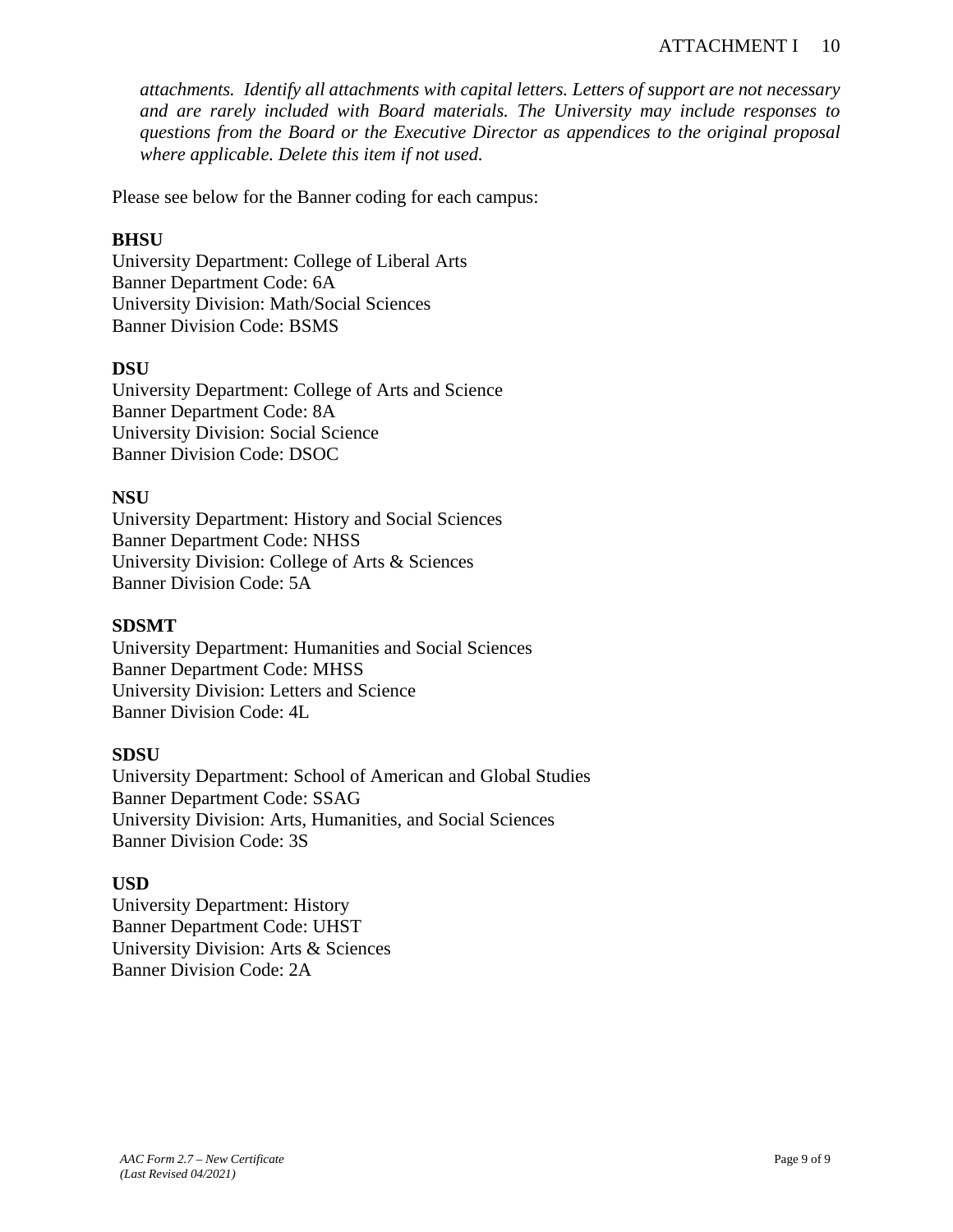*attachments. Identify all attachments with capital letters. Letters of support are not necessary and are rarely included with Board materials. The University may include responses to questions from the Board or the Executive Director as appendices to the original proposal where applicable. Delete this item if not used.*

Please see below for the Banner coding for each campus:

**BHSU**
University Department: College of Liberal Arts
Banner Department Code: 6A
University Division: Math/Social Sciences
Banner Division Code: BSMS

**DSU**
University Department: College of Arts and Science
Banner Department Code: 8A
University Division: Social Science
Banner Division Code: DSOC

**NSU**
University Department: History and Social Sciences
Banner Department Code: NHSS
University Division: College of Arts & Sciences
Banner Division Code: 5A

**SDSMT**
University Department: Humanities and Social Sciences
Banner Department Code: MHSS
University Division: Letters and Science
Banner Division Code: 4L

**SDSU**
University Department: School of American and Global Studies
Banner Department Code: SSAG
University Division: Arts, Humanities, and Social Sciences
Banner Division Code: 3S

**USD**
University Department: History
Banner Department Code: UHST
University Division: Arts & Sciences
Banner Division Code: 2A